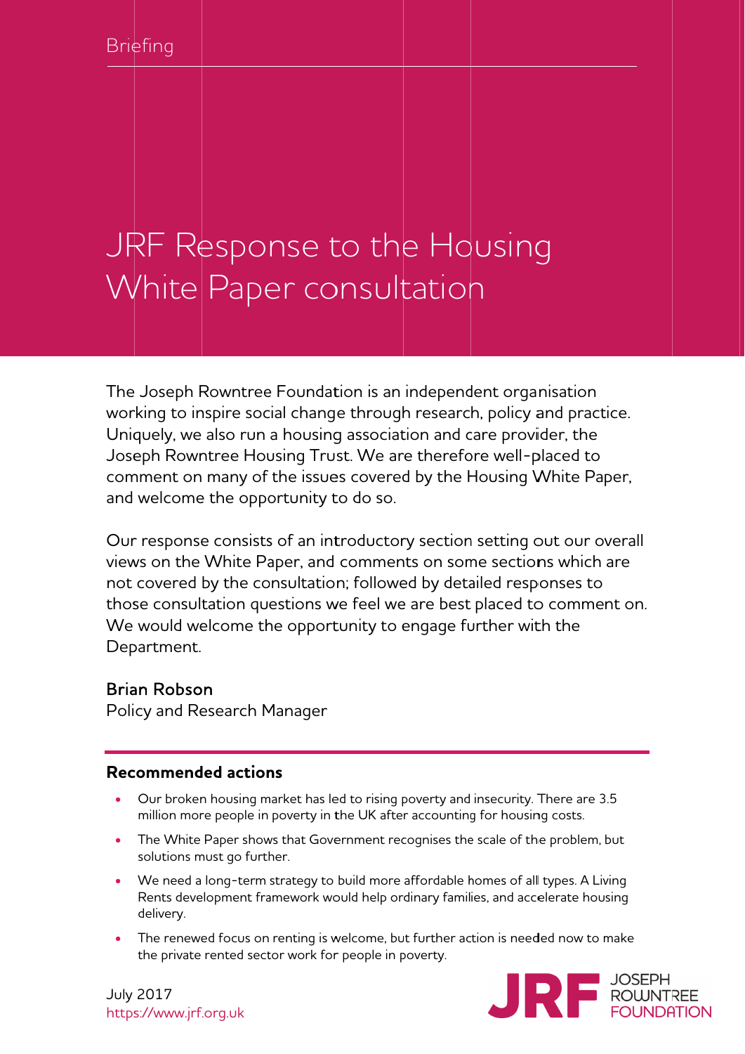Briefing

# JRF Response to the Housing White Paper consultation

The Joseph Rowntree Foundation is an independent organisation working to inspire social change through research, policy and practice. Uniquely, we also run a housing association and care provider, the Joseph Rowntree Housing Trust. We are therefore well-placed to comment on many of the issues covered by the Housing White Paper, and welcome the opportunity to do so.

Our response consists of an introductory section setting out our overall views on the White Paper, and comments on some sections which are not covered by the consultation; followed by detailed responses to those consultation questions we feel we are best placed to comment on. We would welcome the opportunity to engage further with the Department.

**Brian Robson**
Policy and Research Manager

## Recommended actions

- Our broken housing market has led to rising poverty and insecurity. There are 3.5 million more people in poverty in the UK after accounting for housing costs.
- The White Paper shows that Government recognises the scale of the problem, but solutions must go further.
- We need a long-term strategy to build more affordable homes of all types. A Living Rents development framework would help ordinary families, and accelerate housing delivery.
- The renewed focus on renting is welcome, but further action is needed now to make the private rented sector work for people in poverty.

July 2017
https://www.jrf.org.uk

JRF JOSEPH ROWNTREE FOUNDATION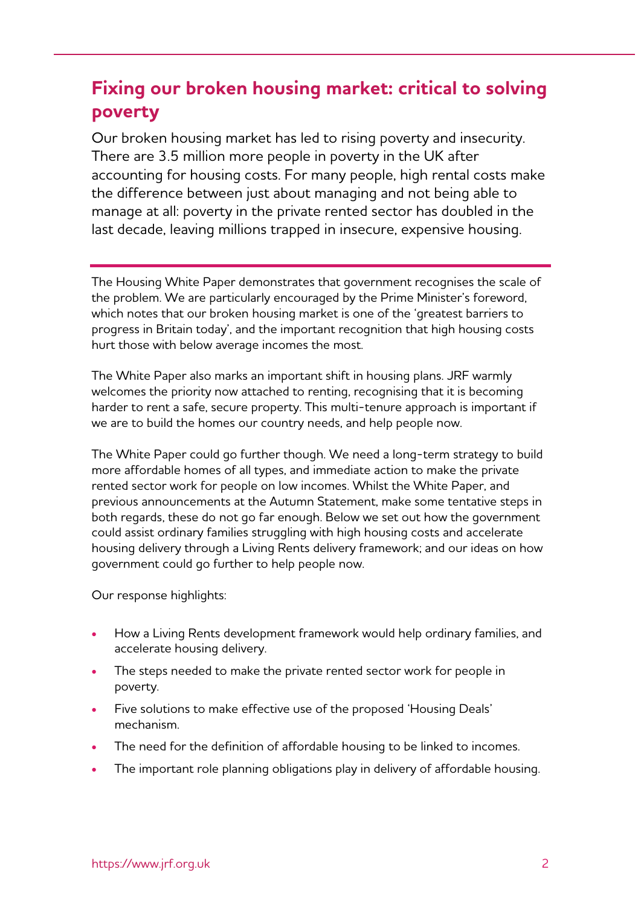## Fixing our broken housing market: critical to solving poverty

Our broken housing market has led to rising poverty and insecurity. There are 3.5 million more people in poverty in the UK after accounting for housing costs. For many people, high rental costs make the difference between just about managing and not being able to manage at all: poverty in the private rented sector has doubled in the last decade, leaving millions trapped in insecure, expensive housing.

---

The Housing White Paper demonstrates that government recognises the scale of the problem. We are particularly encouraged by the Prime Minister's foreword, which notes that our broken housing market is one of the 'greatest barriers to progress in Britain today', and the important recognition that high housing costs hurt those with below average incomes the most.

The White Paper also marks an important shift in housing plans. JRF warmly welcomes the priority now attached to renting, recognising that it is becoming harder to rent a safe, secure property. This multi-tenure approach is important if we are to build the homes our country needs, and help people now.

The White Paper could go further though. We need a long-term strategy to build more affordable homes of all types, and immediate action to make the private rented sector work for people on low incomes. Whilst the White Paper, and previous announcements at the Autumn Statement, make some tentative steps in both regards, these do not go far enough. Below we set out how the government could assist ordinary families struggling with high housing costs and accelerate housing delivery through a Living Rents delivery framework; and our ideas on how government could go further to help people now.

Our response highlights:

- How a Living Rents development framework would help ordinary families, and accelerate housing delivery.
- The steps needed to make the private rented sector work for people in poverty.
- Five solutions to make effective use of the proposed 'Housing Deals' mechanism.
- The need for the definition of affordable housing to be linked to incomes.
- The important role planning obligations play in delivery of affordable housing.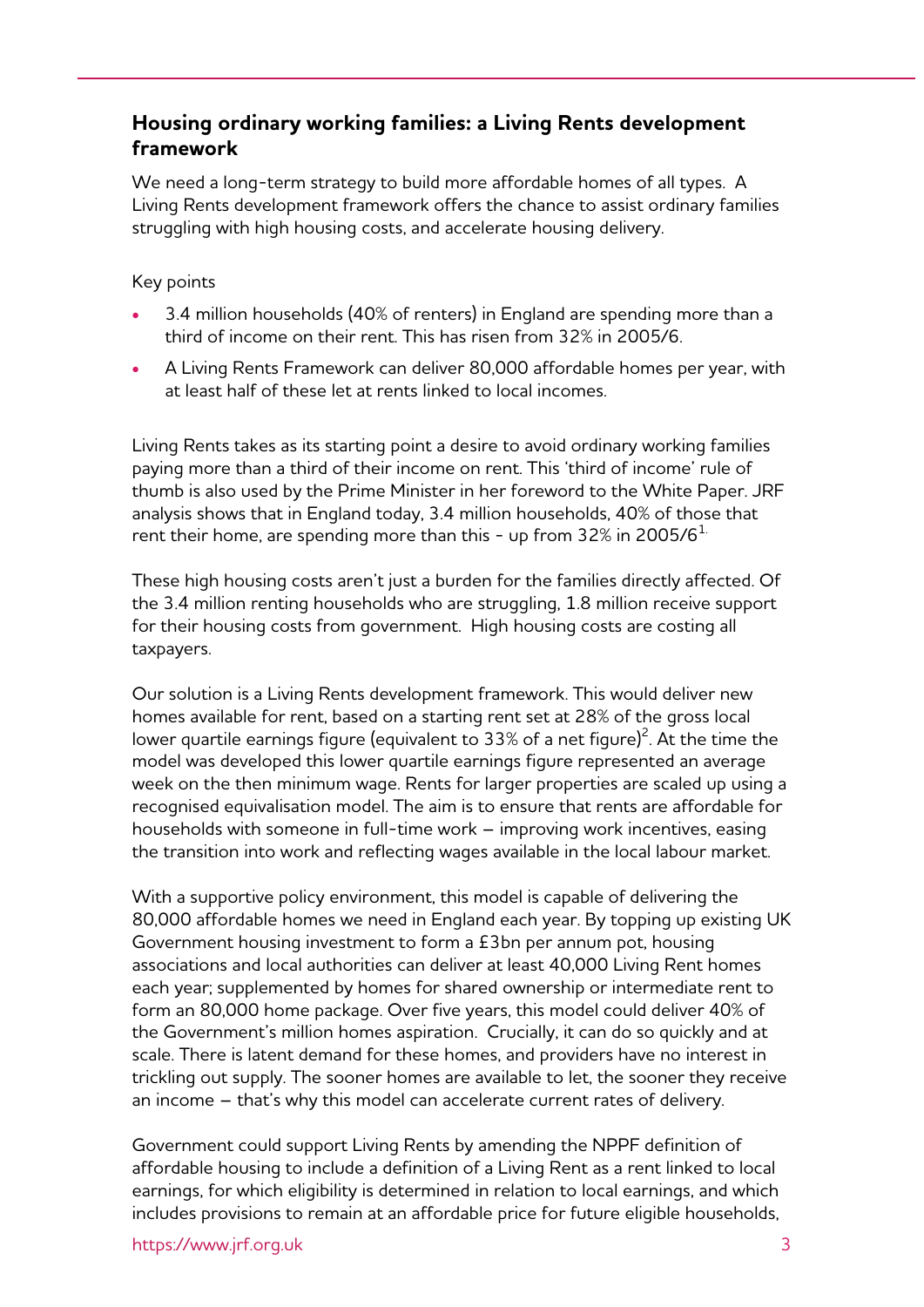## Housing ordinary working families: a Living Rents development framework

We need a long-term strategy to build more affordable homes of all types. A Living Rents development framework offers the chance to assist ordinary families struggling with high housing costs, and accelerate housing delivery.

Key points

- 3.4 million households (40% of renters) in England are spending more than a third of income on their rent. This has risen from 32% in 2005/6.
- A Living Rents Framework can deliver 80,000 affordable homes per year, with at least half of these let at rents linked to local incomes.

Living Rents takes as its starting point a desire to avoid ordinary working families paying more than a third of their income on rent. This 'third of income' rule of thumb is also used by the Prime Minister in her foreword to the White Paper. JRF analysis shows that in England today, 3.4 million households, 40% of those that rent their home, are spending more than this - up from 32% in 2005/6[1].

These high housing costs aren't just a burden for the families directly affected. Of the 3.4 million renting households who are struggling, 1.8 million receive support for their housing costs from government. High housing costs are costing all taxpayers.

Our solution is a Living Rents development framework. This would deliver new homes available for rent, based on a starting rent set at 28% of the gross local lower quartile earnings figure (equivalent to 33% of a net figure)[2]. At the time the model was developed this lower quartile earnings figure represented an average week on the then minimum wage. Rents for larger properties are scaled up using a recognised equivalisation model. The aim is to ensure that rents are affordable for households with someone in full-time work – improving work incentives, easing the transition into work and reflecting wages available in the local labour market.

With a supportive policy environment, this model is capable of delivering the 80,000 affordable homes we need in England each year. By topping up existing UK Government housing investment to form a £3bn per annum pot, housing associations and local authorities can deliver at least 40,000 Living Rent homes each year; supplemented by homes for shared ownership or intermediate rent to form an 80,000 home package. Over five years, this model could deliver 40% of the Government's million homes aspiration. Crucially, it can do so quickly and at scale. There is latent demand for these homes, and providers have no interest in trickling out supply. The sooner homes are available to let, the sooner they receive an income – that's why this model can accelerate current rates of delivery.

Government could support Living Rents by amending the NPPF definition of affordable housing to include a definition of a Living Rent as a rent linked to local earnings, for which eligibility is determined in relation to local earnings, and which includes provisions to remain at an affordable price for future eligible households,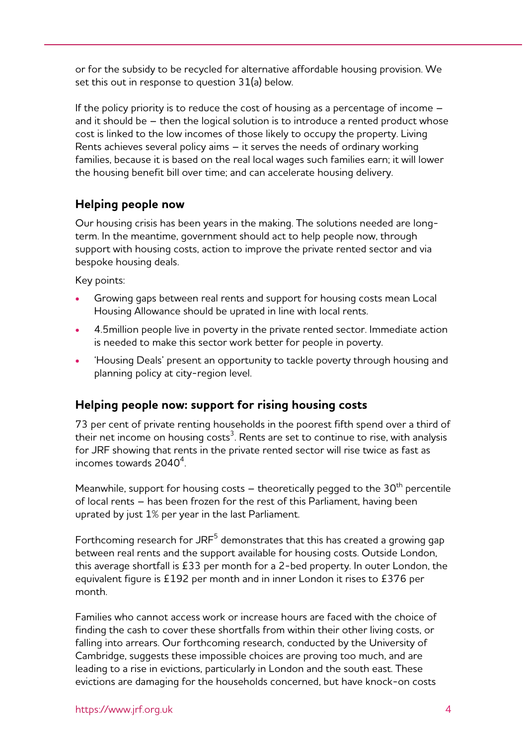or for the subsidy to be recycled for alternative affordable housing provision. We set this out in response to question 31(a) below.

If the policy priority is to reduce the cost of housing as a percentage of income – and it should be – then the logical solution is to introduce a rented product whose cost is linked to the low incomes of those likely to occupy the property. Living Rents achieves several policy aims – it serves the needs of ordinary working families, because it is based on the real local wages such families earn; it will lower the housing benefit bill over time; and can accelerate housing delivery.

## Helping people now

Our housing crisis has been years in the making. The solutions needed are long-term. In the meantime, government should act to help people now, through support with housing costs, action to improve the private rented sector and via bespoke housing deals.

Key points:

- Growing gaps between real rents and support for housing costs mean Local Housing Allowance should be uprated in line with local rents.
- 4.5million people live in poverty in the private rented sector. Immediate action is needed to make this sector work better for people in poverty.
- 'Housing Deals' present an opportunity to tackle poverty through housing and planning policy at city-region level.

## Helping people now: support for rising housing costs

73 per cent of private renting households in the poorest fifth spend over a third of their net income on housing costs[3]. Rents are set to continue to rise, with analysis for JRF showing that rents in the private rented sector will rise twice as fast as incomes towards 2040[4].

Meanwhile, support for housing costs – theoretically pegged to the 30th percentile of local rents – has been frozen for the rest of this Parliament, having been uprated by just 1% per year in the last Parliament.

Forthcoming research for JRF[5] demonstrates that this has created a growing gap between real rents and the support available for housing costs. Outside London, this average shortfall is £33 per month for a 2-bed property. In outer London, the equivalent figure is £192 per month and in inner London it rises to £376 per month.

Families who cannot access work or increase hours are faced with the choice of finding the cash to cover these shortfalls from within their other living costs, or falling into arrears. Our forthcoming research, conducted by the University of Cambridge, suggests these impossible choices are proving too much, and are leading to a rise in evictions, particularly in London and the south east. These evictions are damaging for the households concerned, but have knock-on costs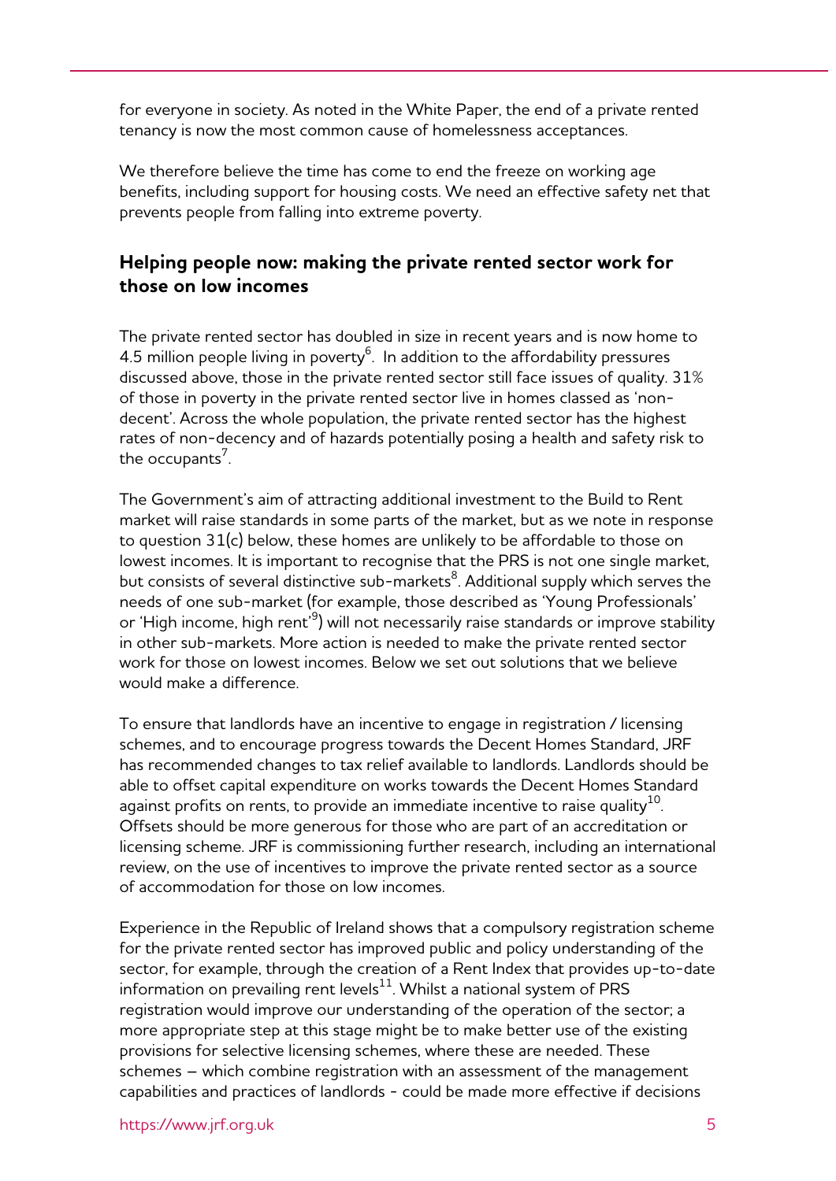for everyone in society. As noted in the White Paper, the end of a private rented tenancy is now the most common cause of homelessness acceptances.

We therefore believe the time has come to end the freeze on working age benefits, including support for housing costs. We need an effective safety net that prevents people from falling into extreme poverty.

## Helping people now: making the private rented sector work for those on low incomes

The private rented sector has doubled in size in recent years and is now home to 4.5 million people living in poverty[6]. In addition to the affordability pressures discussed above, those in the private rented sector still face issues of quality. 31% of those in poverty in the private rented sector live in homes classed as 'non-decent'. Across the whole population, the private rented sector has the highest rates of non-decency and of hazards potentially posing a health and safety risk to the occupants[7].

The Government's aim of attracting additional investment to the Build to Rent market will raise standards in some parts of the market, but as we note in response to question 31(c) below, these homes are unlikely to be affordable to those on lowest incomes. It is important to recognise that the PRS is not one single market, but consists of several distinctive sub-markets[8]. Additional supply which serves the needs of one sub-market (for example, those described as 'Young Professionals' or 'High income, high rent'[9]) will not necessarily raise standards or improve stability in other sub-markets. More action is needed to make the private rented sector work for those on lowest incomes. Below we set out solutions that we believe would make a difference.

To ensure that landlords have an incentive to engage in registration / licensing schemes, and to encourage progress towards the Decent Homes Standard, JRF has recommended changes to tax relief available to landlords. Landlords should be able to offset capital expenditure on works towards the Decent Homes Standard against profits on rents, to provide an immediate incentive to raise quality[10]. Offsets should be more generous for those who are part of an accreditation or licensing scheme. JRF is commissioning further research, including an international review, on the use of incentives to improve the private rented sector as a source of accommodation for those on low incomes.

Experience in the Republic of Ireland shows that a compulsory registration scheme for the private rented sector has improved public and policy understanding of the sector, for example, through the creation of a Rent Index that provides up-to-date information on prevailing rent levels[11]. Whilst a national system of PRS registration would improve our understanding of the operation of the sector; a more appropriate step at this stage might be to make better use of the existing provisions for selective licensing schemes, where these are needed. These schemes – which combine registration with an assessment of the management capabilities and practices of landlords - could be made more effective if decisions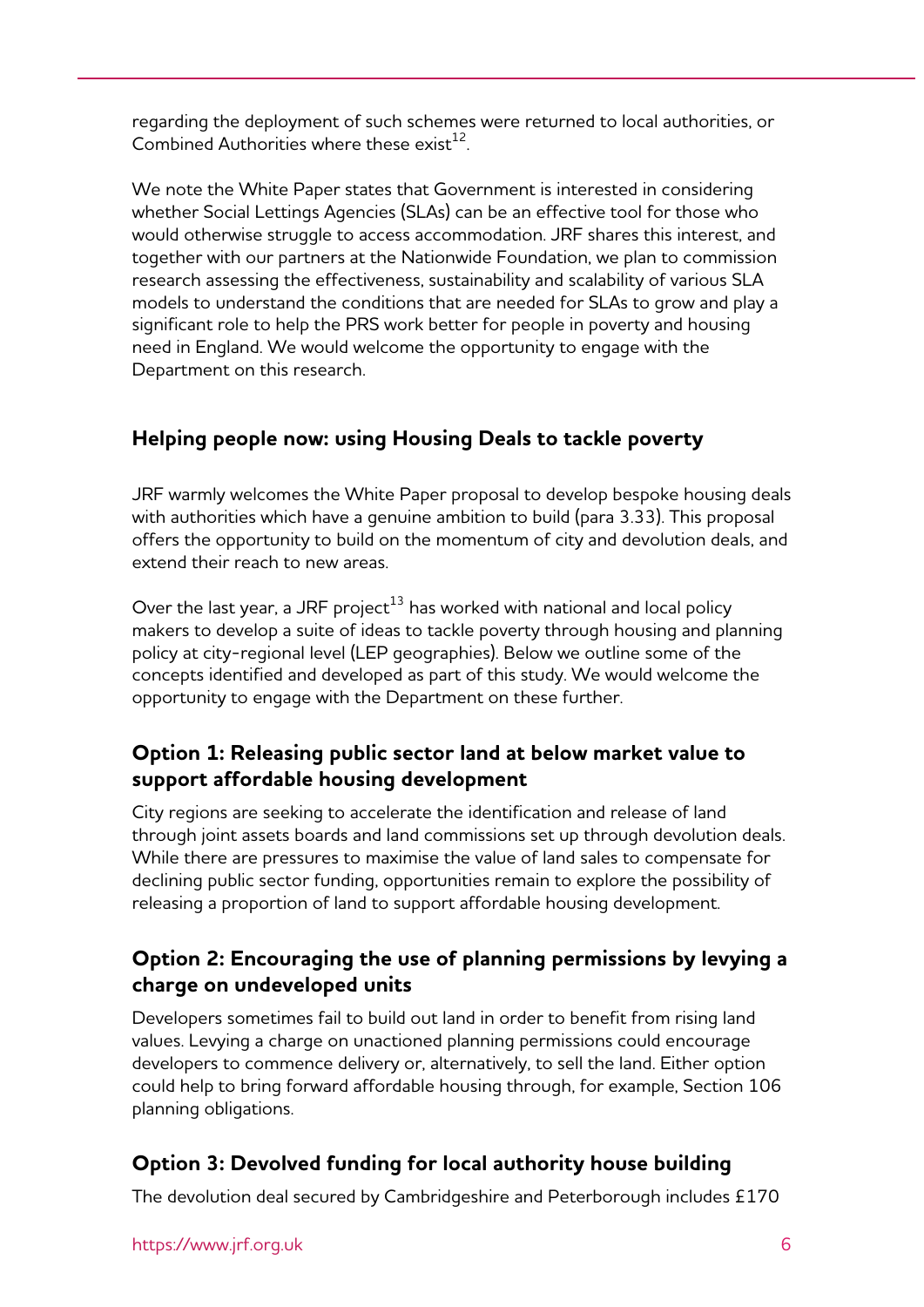regarding the deployment of such schemes were returned to local authorities, or Combined Authorities where these exist[12].

We note the White Paper states that Government is interested in considering whether Social Lettings Agencies (SLAs) can be an effective tool for those who would otherwise struggle to access accommodation. JRF shares this interest, and together with our partners at the Nationwide Foundation, we plan to commission research assessing the effectiveness, sustainability and scalability of various SLA models to understand the conditions that are needed for SLAs to grow and play a significant role to help the PRS work better for people in poverty and housing need in England. We would welcome the opportunity to engage with the Department on this research.

## Helping people now: using Housing Deals to tackle poverty

JRF warmly welcomes the White Paper proposal to develop bespoke housing deals with authorities which have a genuine ambition to build (para 3.33). This proposal offers the opportunity to build on the momentum of city and devolution deals, and extend their reach to new areas.

Over the last year, a JRF project[13] has worked with national and local policy makers to develop a suite of ideas to tackle poverty through housing and planning policy at city-regional level (LEP geographies). Below we outline some of the concepts identified and developed as part of this study. We would welcome the opportunity to engage with the Department on these further.

### Option 1: Releasing public sector land at below market value to support affordable housing development

City regions are seeking to accelerate the identification and release of land through joint assets boards and land commissions set up through devolution deals. While there are pressures to maximise the value of land sales to compensate for declining public sector funding, opportunities remain to explore the possibility of releasing a proportion of land to support affordable housing development.

### Option 2: Encouraging the use of planning permissions by levying a charge on undeveloped units

Developers sometimes fail to build out land in order to benefit from rising land values. Levying a charge on unactioned planning permissions could encourage developers to commence delivery or, alternatively, to sell the land. Either option could help to bring forward affordable housing through, for example, Section 106 planning obligations.

### Option 3: Devolved funding for local authority house building

The devolution deal secured by Cambridgeshire and Peterborough includes £170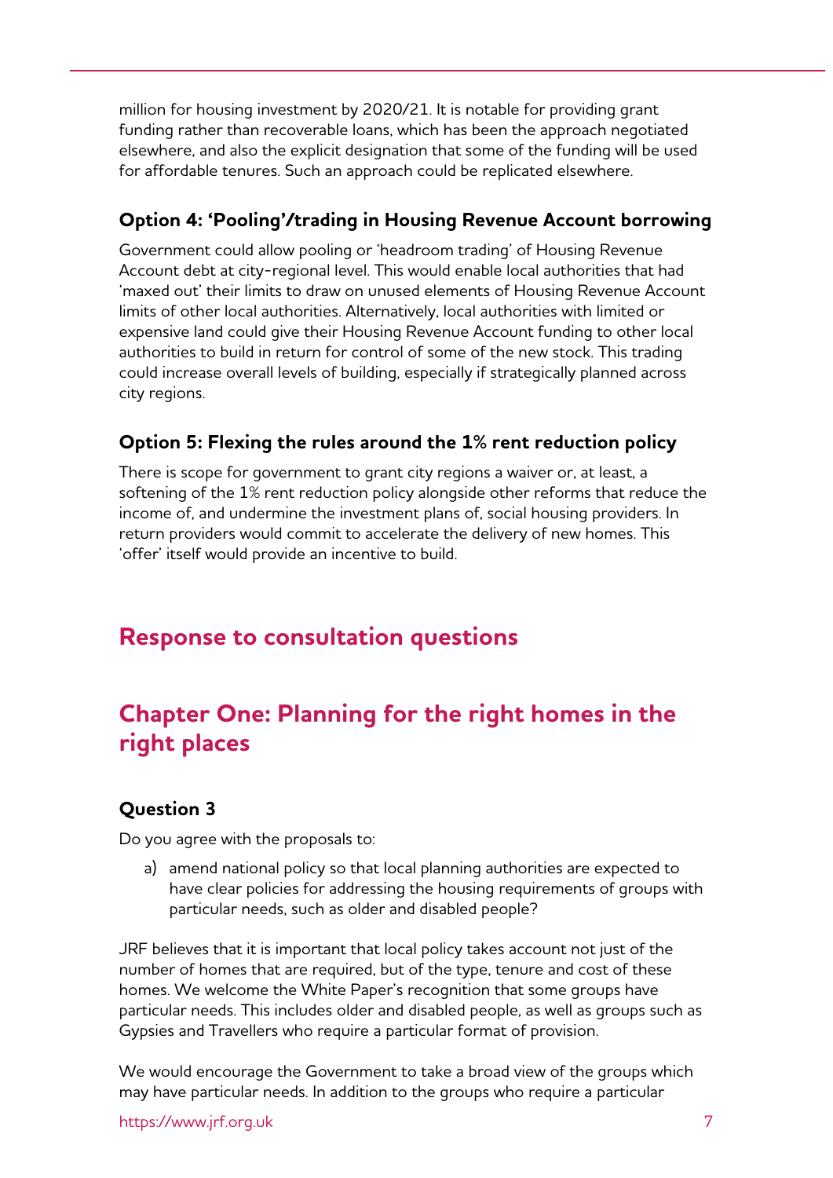million for housing investment by 2020/21. It is notable for providing grant funding rather than recoverable loans, which has been the approach negotiated elsewhere, and also the explicit designation that some of the funding will be used for affordable tenures. Such an approach could be replicated elsewhere.

### Option 4: 'Pooling'/trading in Housing Revenue Account borrowing

Government could allow pooling or 'headroom trading' of Housing Revenue Account debt at city-regional level. This would enable local authorities that had 'maxed out' their limits to draw on unused elements of Housing Revenue Account limits of other local authorities. Alternatively, local authorities with limited or expensive land could give their Housing Revenue Account funding to other local authorities to build in return for control of some of the new stock. This trading could increase overall levels of building, especially if strategically planned across city regions.

### Option 5: Flexing the rules around the 1% rent reduction policy

There is scope for government to grant city regions a waiver or, at least, a softening of the 1% rent reduction policy alongside other reforms that reduce the income of, and undermine the investment plans of, social housing providers. In return providers would commit to accelerate the delivery of new homes. This 'offer' itself would provide an incentive to build.

## Response to consultation questions

## Chapter One: Planning for the right homes in the right places

### Question 3

Do you agree with the proposals to:

a) amend national policy so that local planning authorities are expected to have clear policies for addressing the housing requirements of groups with particular needs, such as older and disabled people?

JRF believes that it is important that local policy takes account not just of the number of homes that are required, but of the type, tenure and cost of these homes. We welcome the White Paper's recognition that some groups have particular needs. This includes older and disabled people, as well as groups such as Gypsies and Travellers who require a particular format of provision.

We would encourage the Government to take a broad view of the groups which may have particular needs. In addition to the groups who require a particular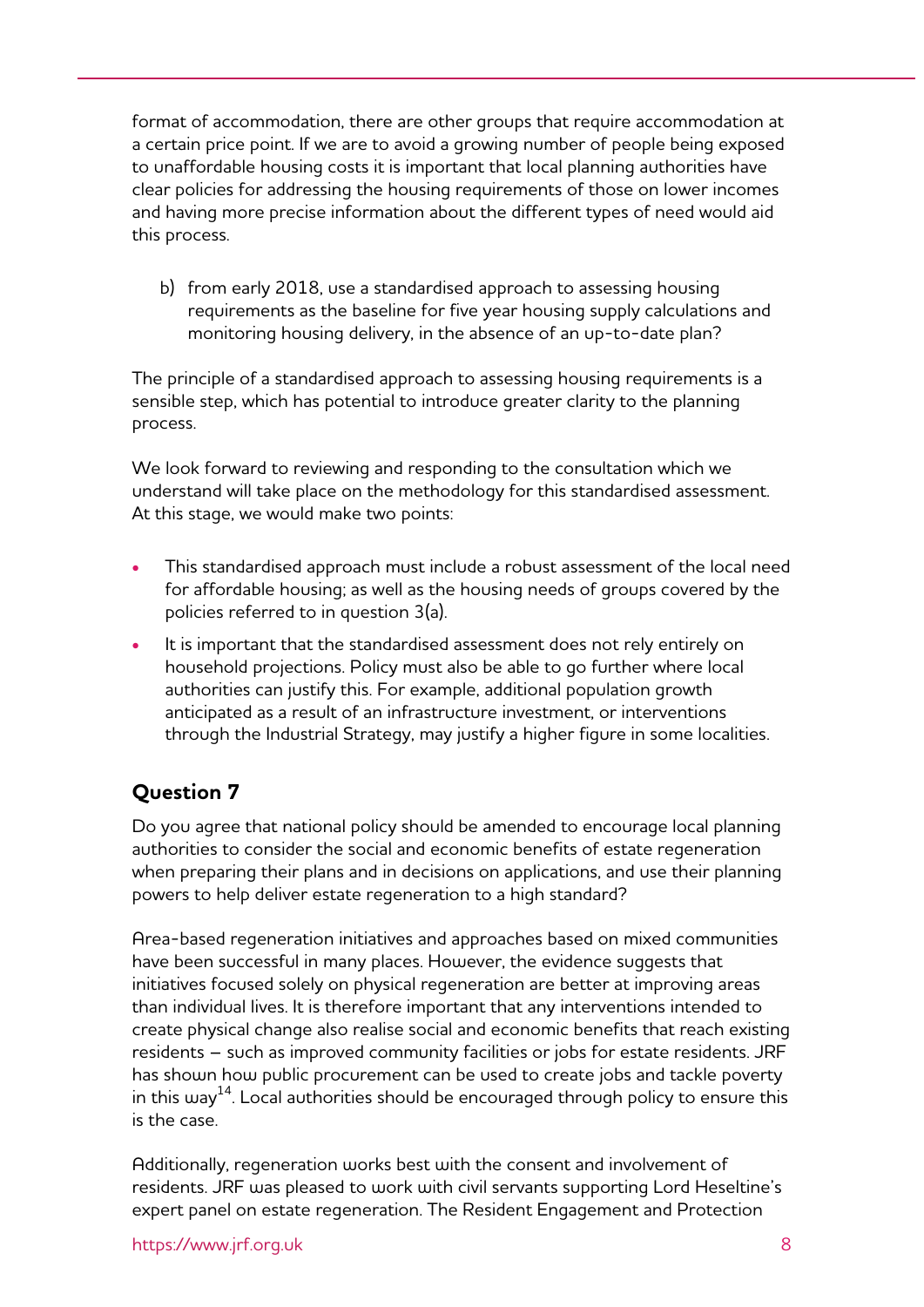format of accommodation, there are other groups that require accommodation at a certain price point. If we are to avoid a growing number of people being exposed to unaffordable housing costs it is important that local planning authorities have clear policies for addressing the housing requirements of those on lower incomes and having more precise information about the different types of need would aid this process.

b) from early 2018, use a standardised approach to assessing housing requirements as the baseline for five year housing supply calculations and monitoring housing delivery, in the absence of an up-to-date plan?

The principle of a standardised approach to assessing housing requirements is a sensible step, which has potential to introduce greater clarity to the planning process.

We look forward to reviewing and responding to the consultation which we understand will take place on the methodology for this standardised assessment. At this stage, we would make two points:

- This standardised approach must include a robust assessment of the local need for affordable housing; as well as the housing needs of groups covered by the policies referred to in question 3(a).
- It is important that the standardised assessment does not rely entirely on household projections. Policy must also be able to go further where local authorities can justify this. For example, additional population growth anticipated as a result of an infrastructure investment, or interventions through the Industrial Strategy, may justify a higher figure in some localities.

## Question 7

Do you agree that national policy should be amended to encourage local planning authorities to consider the social and economic benefits of estate regeneration when preparing their plans and in decisions on applications, and use their planning powers to help deliver estate regeneration to a high standard?

Area-based regeneration initiatives and approaches based on mixed communities have been successful in many places. However, the evidence suggests that initiatives focused solely on physical regeneration are better at improving areas than individual lives. It is therefore important that any interventions intended to create physical change also realise social and economic benefits that reach existing residents – such as improved community facilities or jobs for estate residents. JRF has shown how public procurement can be used to create jobs and tackle poverty in this way[14]. Local authorities should be encouraged through policy to ensure this is the case.

Additionally, regeneration works best with the consent and involvement of residents. JRF was pleased to work with civil servants supporting Lord Heseltine's expert panel on estate regeneration. The Resident Engagement and Protection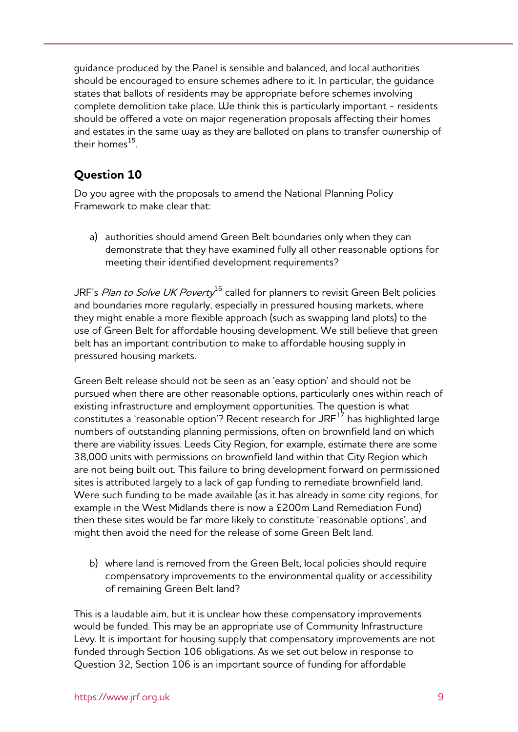guidance produced by the Panel is sensible and balanced, and local authorities should be encouraged to ensure schemes adhere to it. In particular, the guidance states that ballots of residents may be appropriate before schemes involving complete demolition take place. We think this is particularly important - residents should be offered a vote on major regeneration proposals affecting their homes and estates in the same way as they are balloted on plans to transfer ownership of their homes[15].

## Question 10

Do you agree with the proposals to amend the National Planning Policy Framework to make clear that:

a) authorities should amend Green Belt boundaries only when they can demonstrate that they have examined fully all other reasonable options for meeting their identified development requirements?

JRF's *Plan to Solve UK Poverty*[16] called for planners to revisit Green Belt policies and boundaries more regularly, especially in pressured housing markets, where they might enable a more flexible approach (such as swapping land plots) to the use of Green Belt for affordable housing development. We still believe that green belt has an important contribution to make to affordable housing supply in pressured housing markets.

Green Belt release should not be seen as an 'easy option' and should not be pursued when there are other reasonable options, particularly ones within reach of existing infrastructure and employment opportunities. The question is what constitutes a 'reasonable option'? Recent research for JRF[17] has highlighted large numbers of outstanding planning permissions, often on brownfield land on which there are viability issues. Leeds City Region, for example, estimate there are some 38,000 units with permissions on brownfield land within that City Region which are not being built out. This failure to bring development forward on permissioned sites is attributed largely to a lack of gap funding to remediate brownfield land. Were such funding to be made available (as it has already in some city regions, for example in the West Midlands there is now a £200m Land Remediation Fund) then these sites would be far more likely to constitute 'reasonable options', and might then avoid the need for the release of some Green Belt land.

b) where land is removed from the Green Belt, local policies should require compensatory improvements to the environmental quality or accessibility of remaining Green Belt land?

This is a laudable aim, but it is unclear how these compensatory improvements would be funded. This may be an appropriate use of Community Infrastructure Levy. It is important for housing supply that compensatory improvements are not funded through Section 106 obligations. As we set out below in response to Question 32, Section 106 is an important source of funding for affordable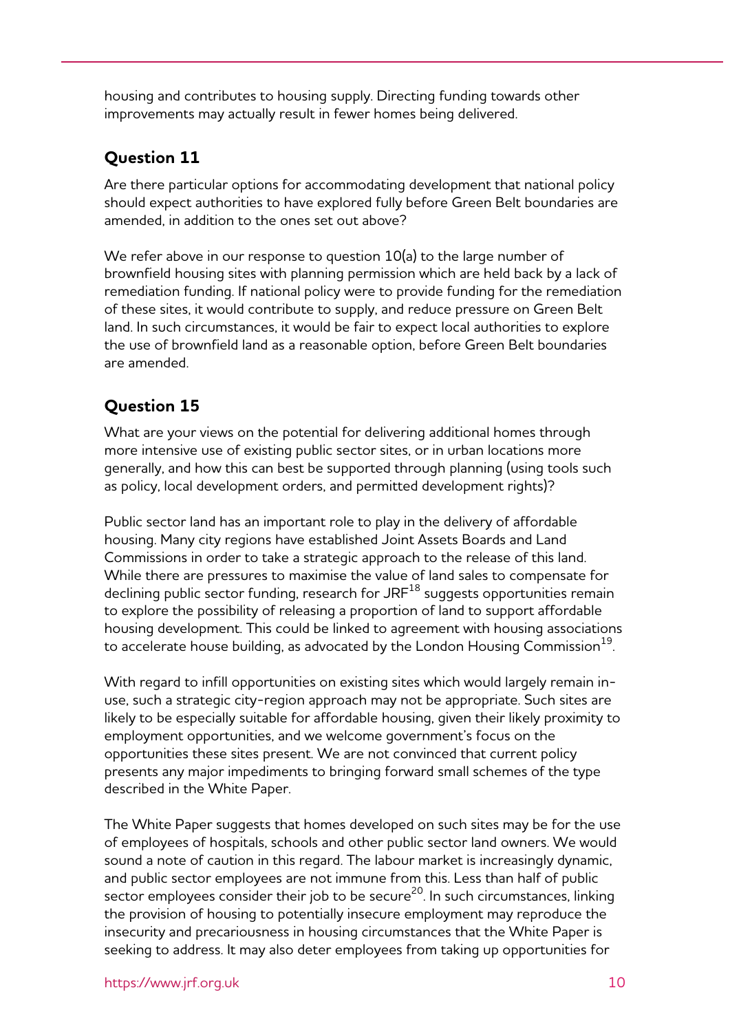housing and contributes to housing supply. Directing funding towards other improvements may actually result in fewer homes being delivered.

## Question 11

Are there particular options for accommodating development that national policy should expect authorities to have explored fully before Green Belt boundaries are amended, in addition to the ones set out above?

We refer above in our response to question 10(a) to the large number of brownfield housing sites with planning permission which are held back by a lack of remediation funding. If national policy were to provide funding for the remediation of these sites, it would contribute to supply, and reduce pressure on Green Belt land. In such circumstances, it would be fair to expect local authorities to explore the use of brownfield land as a reasonable option, before Green Belt boundaries are amended.

## Question 15

What are your views on the potential for delivering additional homes through more intensive use of existing public sector sites, or in urban locations more generally, and how this can best be supported through planning (using tools such as policy, local development orders, and permitted development rights)?

Public sector land has an important role to play in the delivery of affordable housing. Many city regions have established Joint Assets Boards and Land Commissions in order to take a strategic approach to the release of this land. While there are pressures to maximise the value of land sales to compensate for declining public sector funding, research for JRF[18] suggests opportunities remain to explore the possibility of releasing a proportion of land to support affordable housing development. This could be linked to agreement with housing associations to accelerate house building, as advocated by the London Housing Commission[19].

With regard to infill opportunities on existing sites which would largely remain in-use, such a strategic city-region approach may not be appropriate. Such sites are likely to be especially suitable for affordable housing, given their likely proximity to employment opportunities, and we welcome government's focus on the opportunities these sites present. We are not convinced that current policy presents any major impediments to bringing forward small schemes of the type described in the White Paper.

The White Paper suggests that homes developed on such sites may be for the use of employees of hospitals, schools and other public sector land owners. We would sound a note of caution in this regard. The labour market is increasingly dynamic, and public sector employees are not immune from this. Less than half of public sector employees consider their job to be secure[20]. In such circumstances, linking the provision of housing to potentially insecure employment may reproduce the insecurity and precariousness in housing circumstances that the White Paper is seeking to address. It may also deter employees from taking up opportunities for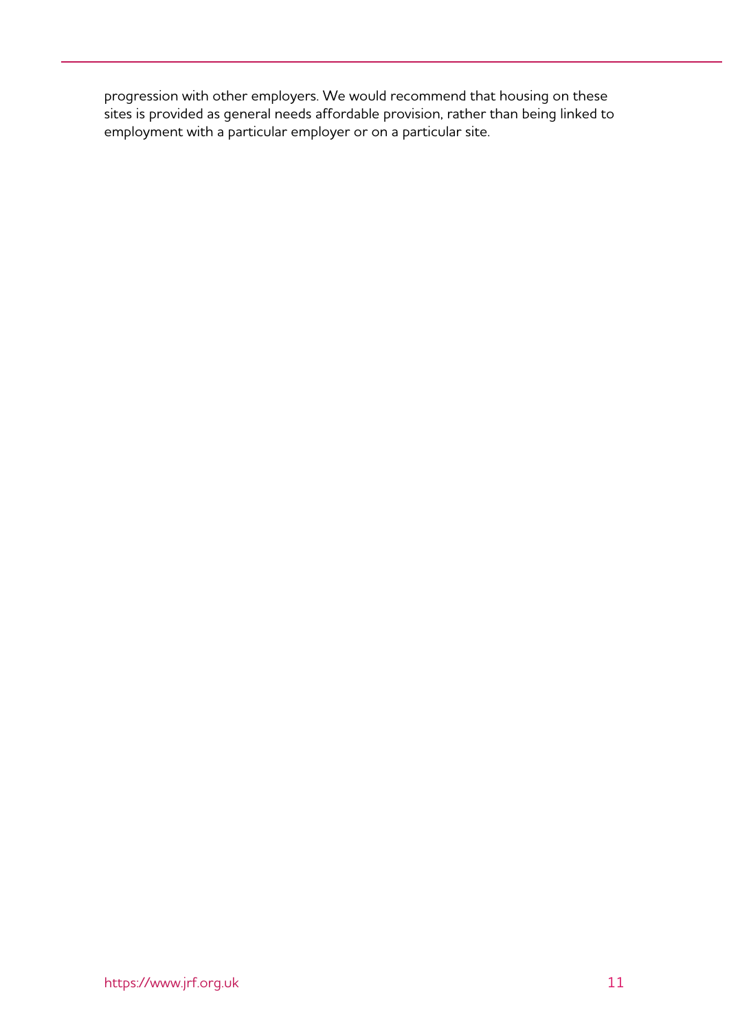progression with other employers. We would recommend that housing on these sites is provided as general needs affordable provision, rather than being linked to employment with a particular employer or on a particular site.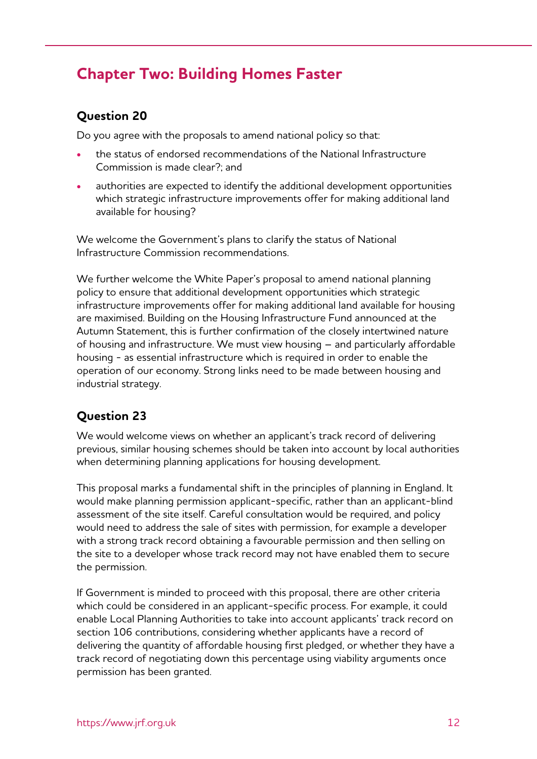## Chapter Two: Building Homes Faster

### Question 20

Do you agree with the proposals to amend national policy so that:

- the status of endorsed recommendations of the National Infrastructure Commission is made clear?; and
- authorities are expected to identify the additional development opportunities which strategic infrastructure improvements offer for making additional land available for housing?

We welcome the Government's plans to clarify the status of National Infrastructure Commission recommendations.

We further welcome the White Paper's proposal to amend national planning policy to ensure that additional development opportunities which strategic infrastructure improvements offer for making additional land available for housing are maximised. Building on the Housing Infrastructure Fund announced at the Autumn Statement, this is further confirmation of the closely intertwined nature of housing and infrastructure. We must view housing – and particularly affordable housing - as essential infrastructure which is required in order to enable the operation of our economy. Strong links need to be made between housing and industrial strategy.

### Question 23

We would welcome views on whether an applicant's track record of delivering previous, similar housing schemes should be taken into account by local authorities when determining planning applications for housing development.

This proposal marks a fundamental shift in the principles of planning in England. It would make planning permission applicant-specific, rather than an applicant-blind assessment of the site itself. Careful consultation would be required, and policy would need to address the sale of sites with permission, for example a developer with a strong track record obtaining a favourable permission and then selling on the site to a developer whose track record may not have enabled them to secure the permission.

If Government is minded to proceed with this proposal, there are other criteria which could be considered in an applicant-specific process. For example, it could enable Local Planning Authorities to take into account applicants' track record on section 106 contributions, considering whether applicants have a record of delivering the quantity of affordable housing first pledged, or whether they have a track record of negotiating down this percentage using viability arguments once permission has been granted.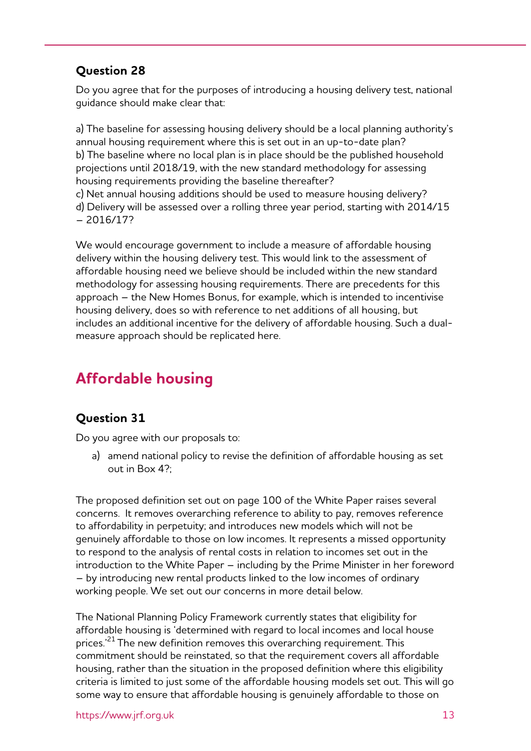### Question 28

Do you agree that for the purposes of introducing a housing delivery test, national guidance should make clear that:

a) The baseline for assessing housing delivery should be a local planning authority's annual housing requirement where this is set out in an up-to-date plan?
b) The baseline where no local plan is in place should be the published household projections until 2018/19, with the new standard methodology for assessing housing requirements providing the baseline thereafter?
c) Net annual housing additions should be used to measure housing delivery?
d) Delivery will be assessed over a rolling three year period, starting with 2014/15 – 2016/17?

We would encourage government to include a measure of affordable housing delivery within the housing delivery test. This would link to the assessment of affordable housing need we believe should be included within the new standard methodology for assessing housing requirements. There are precedents for this approach – the New Homes Bonus, for example, which is intended to incentivise housing delivery, does so with reference to net additions of all housing, but includes an additional incentive for the delivery of affordable housing. Such a dual-measure approach should be replicated here.

## Affordable housing

### Question 31

Do you agree with our proposals to:

a) amend national policy to revise the definition of affordable housing as set out in Box 4?;

The proposed definition set out on page 100 of the White Paper raises several concerns. It removes overarching reference to ability to pay, removes reference to affordability in perpetuity; and introduces new models which will not be genuinely affordable to those on low incomes. It represents a missed opportunity to respond to the analysis of rental costs in relation to incomes set out in the introduction to the White Paper – including by the Prime Minister in her foreword – by introducing new rental products linked to the low incomes of ordinary working people. We set out our concerns in more detail below.

The National Planning Policy Framework currently states that eligibility for affordable housing is 'determined with regard to local incomes and local house prices.'[21] The new definition removes this overarching requirement. This commitment should be reinstated, so that the requirement covers all affordable housing, rather than the situation in the proposed definition where this eligibility criteria is limited to just some of the affordable housing models set out. This will go some way to ensure that affordable housing is genuinely affordable to those on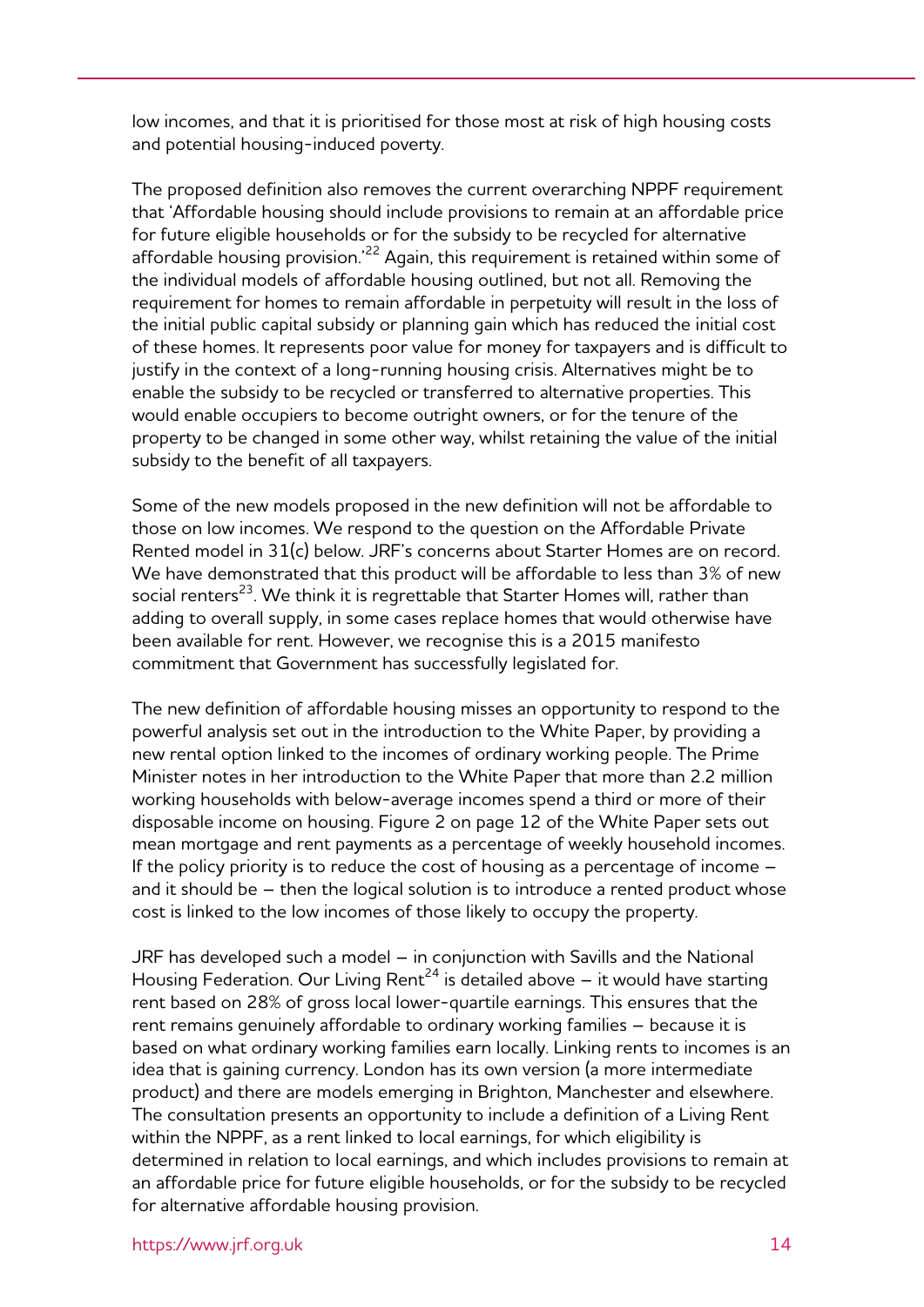low incomes, and that it is prioritised for those most at risk of high housing costs and potential housing-induced poverty.

The proposed definition also removes the current overarching NPPF requirement that 'Affordable housing should include provisions to remain at an affordable price for future eligible households or for the subsidy to be recycled for alternative affordable housing provision.'[22] Again, this requirement is retained within some of the individual models of affordable housing outlined, but not all. Removing the requirement for homes to remain affordable in perpetuity will result in the loss of the initial public capital subsidy or planning gain which has reduced the initial cost of these homes. It represents poor value for money for taxpayers and is difficult to justify in the context of a long-running housing crisis. Alternatives might be to enable the subsidy to be recycled or transferred to alternative properties. This would enable occupiers to become outright owners, or for the tenure of the property to be changed in some other way, whilst retaining the value of the initial subsidy to the benefit of all taxpayers.

Some of the new models proposed in the new definition will not be affordable to those on low incomes. We respond to the question on the Affordable Private Rented model in 31(c) below. JRF's concerns about Starter Homes are on record. We have demonstrated that this product will be affordable to less than 3% of new social renters[23]. We think it is regrettable that Starter Homes will, rather than adding to overall supply, in some cases replace homes that would otherwise have been available for rent. However, we recognise this is a 2015 manifesto commitment that Government has successfully legislated for.

The new definition of affordable housing misses an opportunity to respond to the powerful analysis set out in the introduction to the White Paper, by providing a new rental option linked to the incomes of ordinary working people. The Prime Minister notes in her introduction to the White Paper that more than 2.2 million working households with below-average incomes spend a third or more of their disposable income on housing. Figure 2 on page 12 of the White Paper sets out mean mortgage and rent payments as a percentage of weekly household incomes. If the policy priority is to reduce the cost of housing as a percentage of income – and it should be – then the logical solution is to introduce a rented product whose cost is linked to the low incomes of those likely to occupy the property.

JRF has developed such a model – in conjunction with Savills and the National Housing Federation. Our Living Rent[24] is detailed above – it would have starting rent based on 28% of gross local lower-quartile earnings. This ensures that the rent remains genuinely affordable to ordinary working families – because it is based on what ordinary working families earn locally. Linking rents to incomes is an idea that is gaining currency. London has its own version (a more intermediate product) and there are models emerging in Brighton, Manchester and elsewhere. The consultation presents an opportunity to include a definition of a Living Rent within the NPPF, as a rent linked to local earnings, for which eligibility is determined in relation to local earnings, and which includes provisions to remain at an affordable price for future eligible households, or for the subsidy to be recycled for alternative affordable housing provision.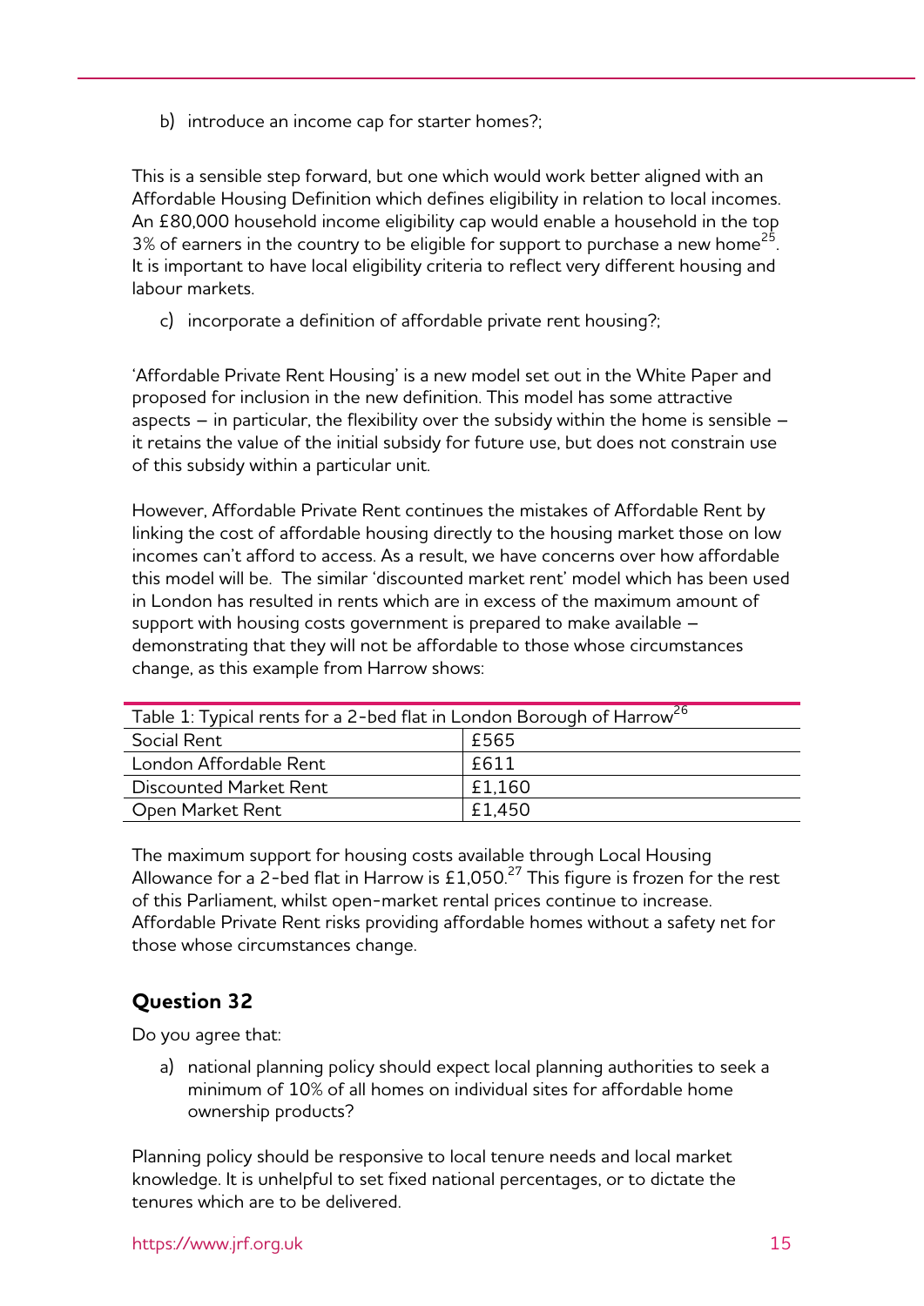b) introduce an income cap for starter homes?;

This is a sensible step forward, but one which would work better aligned with an Affordable Housing Definition which defines eligibility in relation to local incomes. An £80,000 household income eligibility cap would enable a household in the top 3% of earners in the country to be eligible for support to purchase a new home[25]. It is important to have local eligibility criteria to reflect very different housing and labour markets.

c) incorporate a definition of affordable private rent housing?;

'Affordable Private Rent Housing' is a new model set out in the White Paper and proposed for inclusion in the new definition. This model has some attractive aspects – in particular, the flexibility over the subsidy within the home is sensible – it retains the value of the initial subsidy for future use, but does not constrain use of this subsidy within a particular unit.

However, Affordable Private Rent continues the mistakes of Affordable Rent by linking the cost of affordable housing directly to the housing market those on low incomes can't afford to access. As a result, we have concerns over how affordable this model will be. The similar 'discounted market rent' model which has been used in London has resulted in rents which are in excess of the maximum amount of support with housing costs government is prepared to make available – demonstrating that they will not be affordable to those whose circumstances change, as this example from Harrow shows:

| Table 1: Typical rents for a 2-bed flat in London Borough of Harrow[26] | |
|---|---|
| Social Rent | £565 |
| London Affordable Rent | £611 |
| Discounted Market Rent | £1,160 |
| Open Market Rent | £1,450 |

The maximum support for housing costs available through Local Housing Allowance for a 2-bed flat in Harrow is £1,050.[27] This figure is frozen for the rest of this Parliament, whilst open-market rental prices continue to increase. Affordable Private Rent risks providing affordable homes without a safety net for those whose circumstances change.

## Question 32

Do you agree that:

a) national planning policy should expect local planning authorities to seek a minimum of 10% of all homes on individual sites for affordable home ownership products?

Planning policy should be responsive to local tenure needs and local market knowledge. It is unhelpful to set fixed national percentages, or to dictate the tenures which are to be delivered.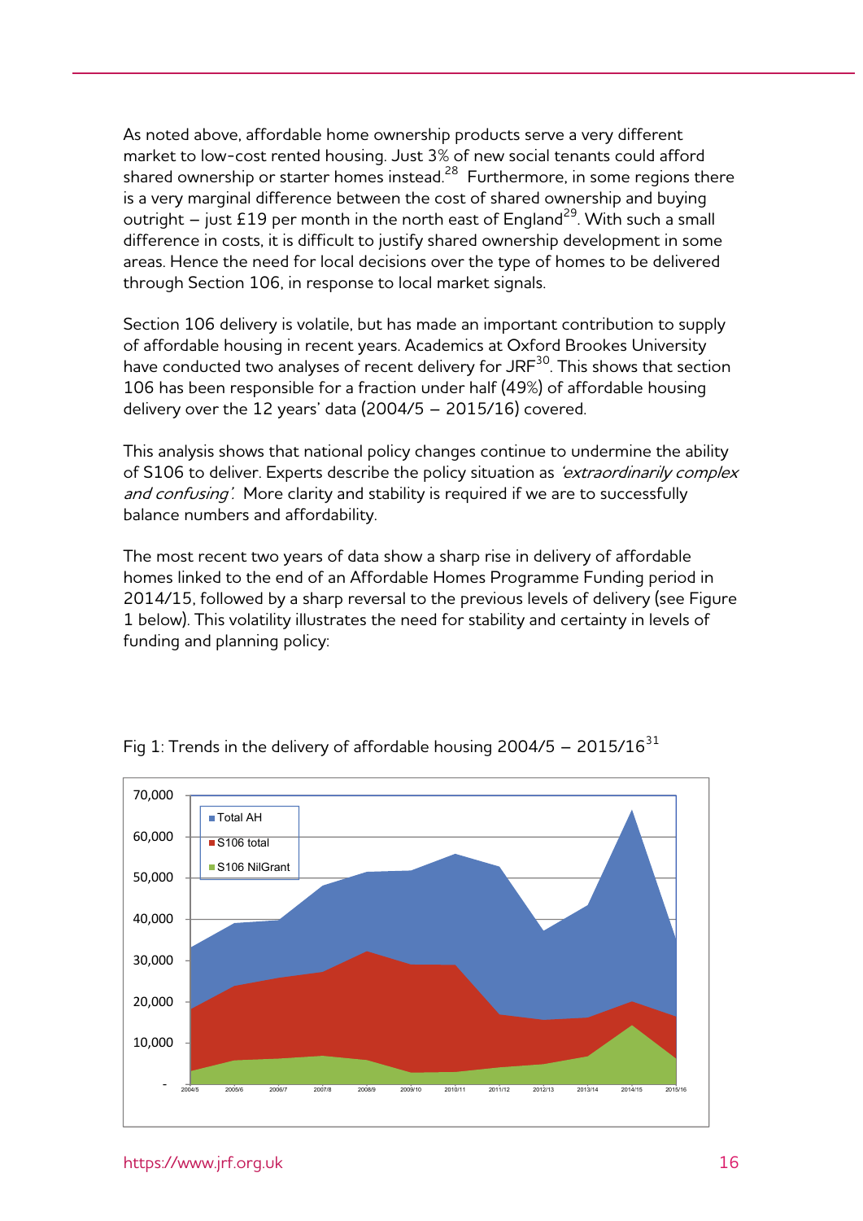As noted above, affordable home ownership products serve a very different market to low-cost rented housing. Just 3% of new social tenants could afford shared ownership or starter homes instead.[28] Furthermore, in some regions there is a very marginal difference between the cost of shared ownership and buying outright – just £19 per month in the north east of England[29]. With such a small difference in costs, it is difficult to justify shared ownership development in some areas. Hence the need for local decisions over the type of homes to be delivered through Section 106, in response to local market signals.

Section 106 delivery is volatile, but has made an important contribution to supply of affordable housing in recent years. Academics at Oxford Brookes University have conducted two analyses of recent delivery for JRF[30]. This shows that section 106 has been responsible for a fraction under half (49%) of affordable housing delivery over the 12 years' data (2004/5 – 2015/16) covered.

This analysis shows that national policy changes continue to undermine the ability of S106 to deliver. Experts describe the policy situation as *'extraordinarily complex and confusing'.* More clarity and stability is required if we are to successfully balance numbers and affordability.

The most recent two years of data show a sharp rise in delivery of affordable homes linked to the end of an Affordable Homes Programme Funding period in 2014/15, followed by a sharp reversal to the previous levels of delivery (see Figure 1 below). This volatility illustrates the need for stability and certainty in levels of funding and planning policy:

Fig 1: Trends in the delivery of affordable housing 2004/5 – 2015/16[31]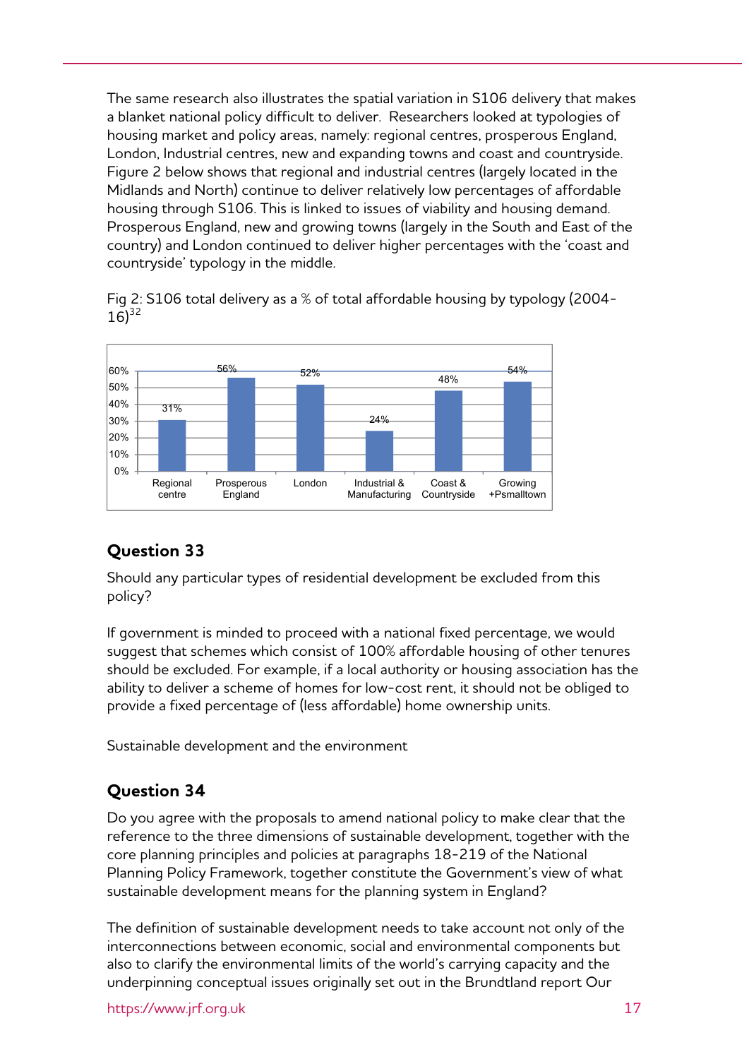The same research also illustrates the spatial variation in S106 delivery that makes a blanket national policy difficult to deliver. Researchers looked at typologies of housing market and policy areas, namely: regional centres, prosperous England, London, Industrial centres, new and expanding towns and coast and countryside. Figure 2 below shows that regional and industrial centres (largely located in the Midlands and North) continue to deliver relatively low percentages of affordable housing through S106. This is linked to issues of viability and housing demand. Prosperous England, new and growing towns (largely in the South and East of the country) and London continued to deliver higher percentages with the 'coast and countryside' typology in the middle.

Fig 2: S106 total delivery as a % of total affordable housing by typology (2004-16)[32]

| Regional centre | Prosperous England | London | Industrial & Manufacturing | Coast & Countryside | Growing +Psmalltown |
| --- | --- | --- | --- | --- | --- |
| 31% | 56% | 52% | 24% | 48% | 54% |

## Question 33

Should any particular types of residential development be excluded from this policy?

If government is minded to proceed with a national fixed percentage, we would suggest that schemes which consist of 100% affordable housing of other tenures should be excluded. For example, if a local authority or housing association has the ability to deliver a scheme of homes for low-cost rent, it should not be obliged to provide a fixed percentage of (less affordable) home ownership units.

Sustainable development and the environment

## Question 34

Do you agree with the proposals to amend national policy to make clear that the reference to the three dimensions of sustainable development, together with the core planning principles and policies at paragraphs 18-219 of the National Planning Policy Framework, together constitute the Government's view of what sustainable development means for the planning system in England?

The definition of sustainable development needs to take account not only of the interconnections between economic, social and environmental components but also to clarify the environmental limits of the world's carrying capacity and the underpinning conceptual issues originally set out in the Brundtland report Our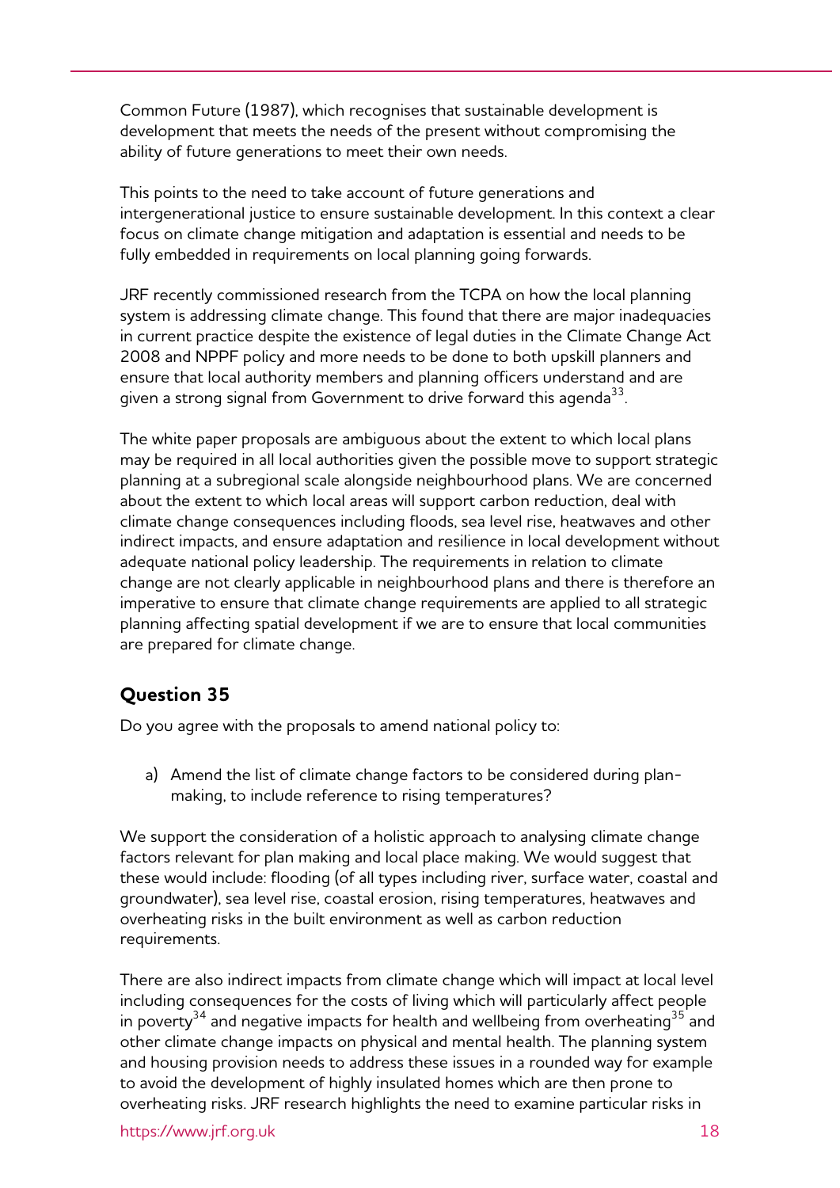Common Future (1987), which recognises that sustainable development is development that meets the needs of the present without compromising the ability of future generations to meet their own needs.

This points to the need to take account of future generations and intergenerational justice to ensure sustainable development. In this context a clear focus on climate change mitigation and adaptation is essential and needs to be fully embedded in requirements on local planning going forwards.

JRF recently commissioned research from the TCPA on how the local planning system is addressing climate change. This found that there are major inadequacies in current practice despite the existence of legal duties in the Climate Change Act 2008 and NPPF policy and more needs to be done to both upskill planners and ensure that local authority members and planning officers understand and are given a strong signal from Government to drive forward this agenda[33].

The white paper proposals are ambiguous about the extent to which local plans may be required in all local authorities given the possible move to support strategic planning at a subregional scale alongside neighbourhood plans. We are concerned about the extent to which local areas will support carbon reduction, deal with climate change consequences including floods, sea level rise, heatwaves and other indirect impacts, and ensure adaptation and resilience in local development without adequate national policy leadership. The requirements in relation to climate change are not clearly applicable in neighbourhood plans and there is therefore an imperative to ensure that climate change requirements are applied to all strategic planning affecting spatial development if we are to ensure that local communities are prepared for climate change.

## Question 35

Do you agree with the proposals to amend national policy to:

a) Amend the list of climate change factors to be considered during plan-making, to include reference to rising temperatures?

We support the consideration of a holistic approach to analysing climate change factors relevant for plan making and local place making. We would suggest that these would include: flooding (of all types including river, surface water, coastal and groundwater), sea level rise, coastal erosion, rising temperatures, heatwaves and overheating risks in the built environment as well as carbon reduction requirements.

There are also indirect impacts from climate change which will impact at local level including consequences for the costs of living which will particularly affect people in poverty[34] and negative impacts for health and wellbeing from overheating[35] and other climate change impacts on physical and mental health. The planning system and housing provision needs to address these issues in a rounded way for example to avoid the development of highly insulated homes which are then prone to overheating risks. JRF research highlights the need to examine particular risks in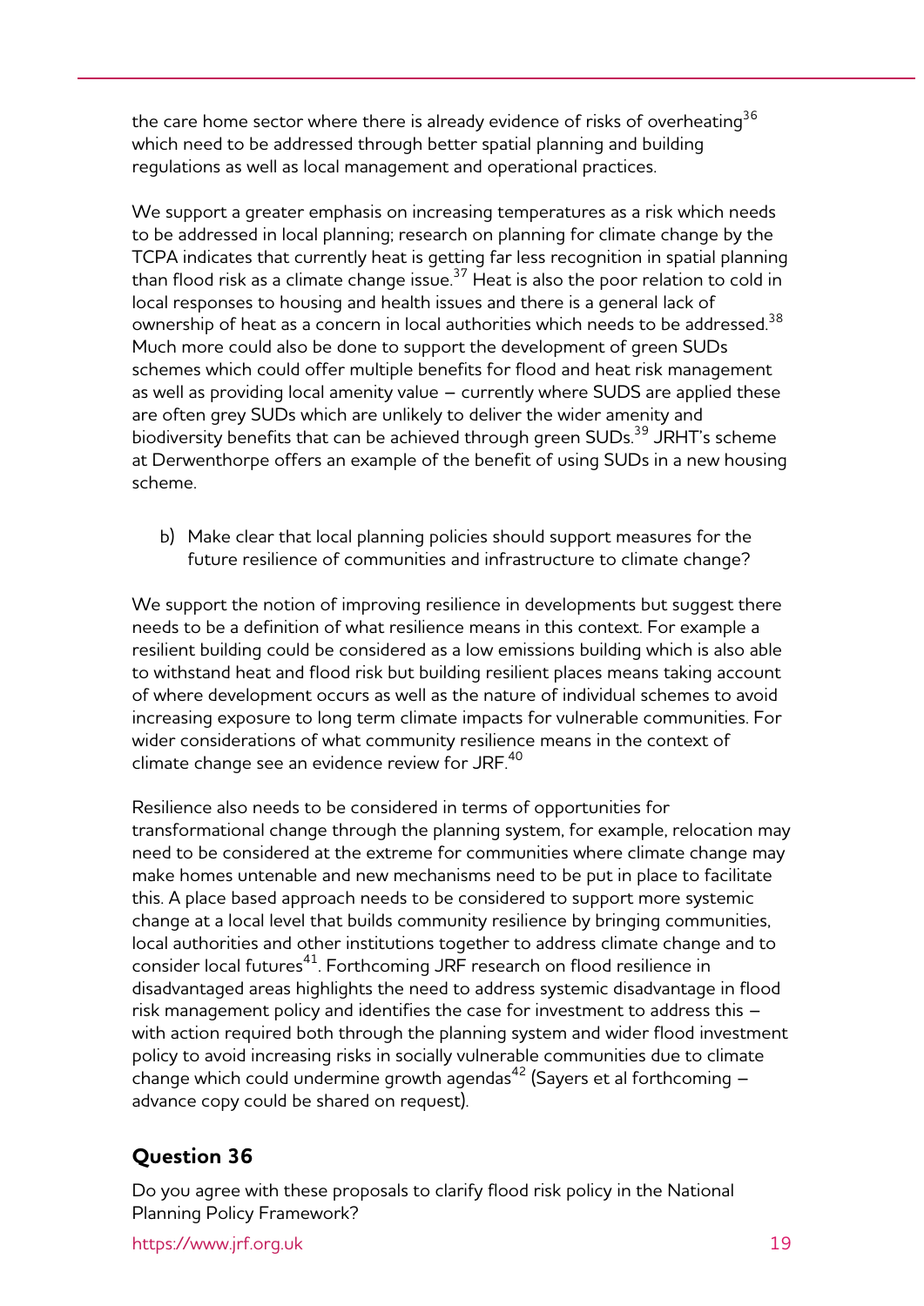the care home sector where there is already evidence of risks of overheating[36] which need to be addressed through better spatial planning and building regulations as well as local management and operational practices.

We support a greater emphasis on increasing temperatures as a risk which needs to be addressed in local planning; research on planning for climate change by the TCPA indicates that currently heat is getting far less recognition in spatial planning than flood risk as a climate change issue.[37] Heat is also the poor relation to cold in local responses to housing and health issues and there is a general lack of ownership of heat as a concern in local authorities which needs to be addressed.[38] Much more could also be done to support the development of green SUDs schemes which could offer multiple benefits for flood and heat risk management as well as providing local amenity value – currently where SUDS are applied these are often grey SUDs which are unlikely to deliver the wider amenity and biodiversity benefits that can be achieved through green SUDs.[39] JRHT's scheme at Derwenthorpe offers an example of the benefit of using SUDs in a new housing scheme.

b) Make clear that local planning policies should support measures for the future resilience of communities and infrastructure to climate change?

We support the notion of improving resilience in developments but suggest there needs to be a definition of what resilience means in this context. For example a resilient building could be considered as a low emissions building which is also able to withstand heat and flood risk but building resilient places means taking account of where development occurs as well as the nature of individual schemes to avoid increasing exposure to long term climate impacts for vulnerable communities. For wider considerations of what community resilience means in the context of climate change see an evidence review for JRF.[40]

Resilience also needs to be considered in terms of opportunities for transformational change through the planning system, for example, relocation may need to be considered at the extreme for communities where climate change may make homes untenable and new mechanisms need to be put in place to facilitate this. A place based approach needs to be considered to support more systemic change at a local level that builds community resilience by bringing communities, local authorities and other institutions together to address climate change and to consider local futures[41]. Forthcoming JRF research on flood resilience in disadvantaged areas highlights the need to address systemic disadvantage in flood risk management policy and identifies the case for investment to address this – with action required both through the planning system and wider flood investment policy to avoid increasing risks in socially vulnerable communities due to climate change which could undermine growth agendas[42] (Sayers et al forthcoming – advance copy could be shared on request).

## Question 36

Do you agree with these proposals to clarify flood risk policy in the National Planning Policy Framework?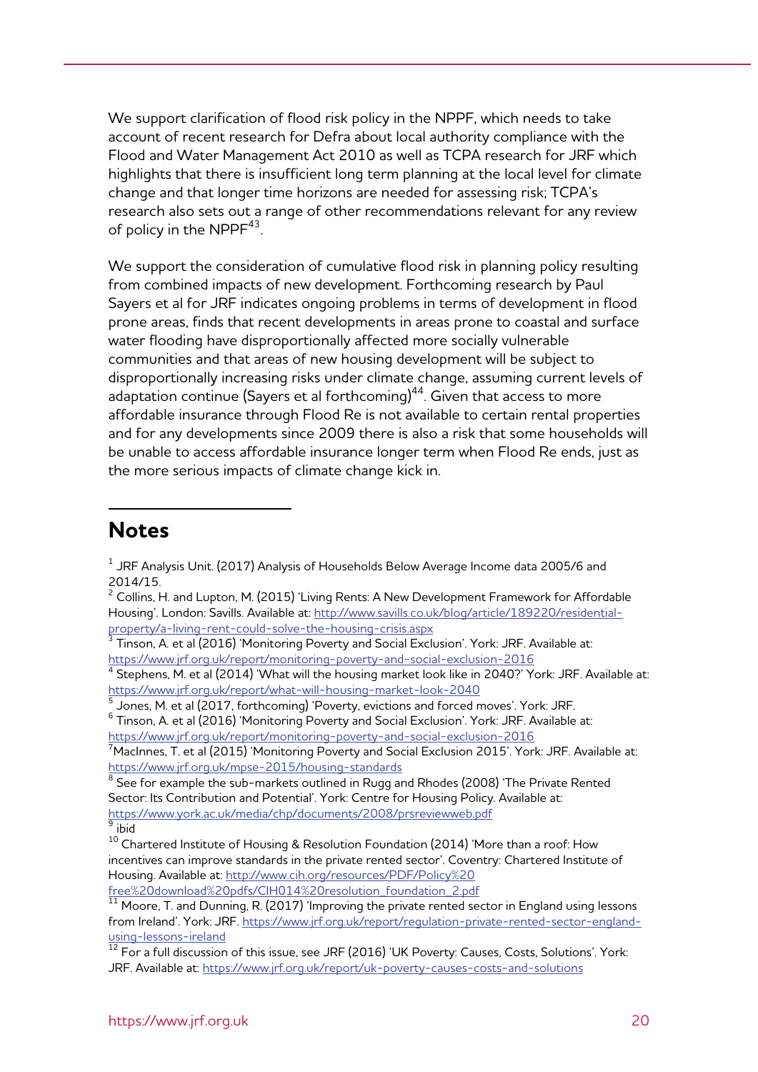We support clarification of flood risk policy in the NPPF, which needs to take account of recent research for Defra about local authority compliance with the Flood and Water Management Act 2010 as well as TCPA research for JRF which highlights that there is insufficient long term planning at the local level for climate change and that longer time horizons are needed for assessing risk; TCPA's research also sets out a range of other recommendations relevant for any review of policy in the NPPF[43].

We support the consideration of cumulative flood risk in planning policy resulting from combined impacts of new development. Forthcoming research by Paul Sayers et al for JRF indicates ongoing problems in terms of development in flood prone areas, finds that recent developments in areas prone to coastal and surface water flooding have disproportionally affected more socially vulnerable communities and that areas of new housing development will be subject to disproportionally increasing risks under climate change, assuming current levels of adaptation continue (Sayers et al forthcoming)[44]. Given that access to more affordable insurance through Flood Re is not available to certain rental properties and for any developments since 2009 there is also a risk that some households will be unable to access affordable insurance longer term when Flood Re ends, just as the more serious impacts of climate change kick in.

## Notes

[1] JRF Analysis Unit. (2017) Analysis of Households Below Average Income data 2005/6 and 2014/15.

[2] Collins, H. and Lupton, M. (2015) 'Living Rents: A New Development Framework for Affordable Housing'. London: Savills. Available at: http://www.savills.co.uk/blog/article/189220/residential-property/a-living-rent-could-solve-the-housing-crisis.aspx

[3] Tinson, A. et al (2016) 'Monitoring Poverty and Social Exclusion'. York: JRF. Available at: https://www.jrf.org.uk/report/monitoring-poverty-and-social-exclusion-2016

[4] Stephens, M. et al (2014) 'What will the housing market look like in 2040?' York: JRF. Available at: https://www.jrf.org.uk/report/what-will-housing-market-look-2040

[5] Jones, M. et al (2017, forthcoming) 'Poverty, evictions and forced moves'. York: JRF.

[6] Tinson, A. et al (2016) 'Monitoring Poverty and Social Exclusion'. York: JRF. Available at: https://www.jrf.org.uk/report/monitoring-poverty-and-social-exclusion-2016

[7] MacInnes, T. et al (2015) 'Monitoring Poverty and Social Exclusion 2015'. York: JRF. Available at: https://www.jrf.org.uk/mpse-2015/housing-standards

[8] See for example the sub-markets outlined in Rugg and Rhodes (2008) 'The Private Rented Sector: Its Contribution and Potential'. York: Centre for Housing Policy. Available at: https://www.york.ac.uk/media/chp/documents/2008/prsreviewweb.pdf

[9] ibid

[10] Chartered Institute of Housing & Resolution Foundation (2014) 'More than a roof: How incentives can improve standards in the private rented sector'. Coventry: Chartered Institute of Housing. Available at: http://www.cih.org/resources/PDF/Policy%20free%20download%20pdfs/CIH014%20resolution_foundation_2.pdf

[11] Moore, T. and Dunning, R. (2017) 'Improving the private rented sector in England using lessons from Ireland'. York: JRF. https://www.jrf.org.uk/report/regulation-private-rented-sector-england-using-lessons-ireland

[12] For a full discussion of this issue, see JRF (2016) 'UK Poverty: Causes, Costs, Solutions'. York: JRF. Available at: https://www.jrf.org.uk/report/uk-poverty-causes-costs-and-solutions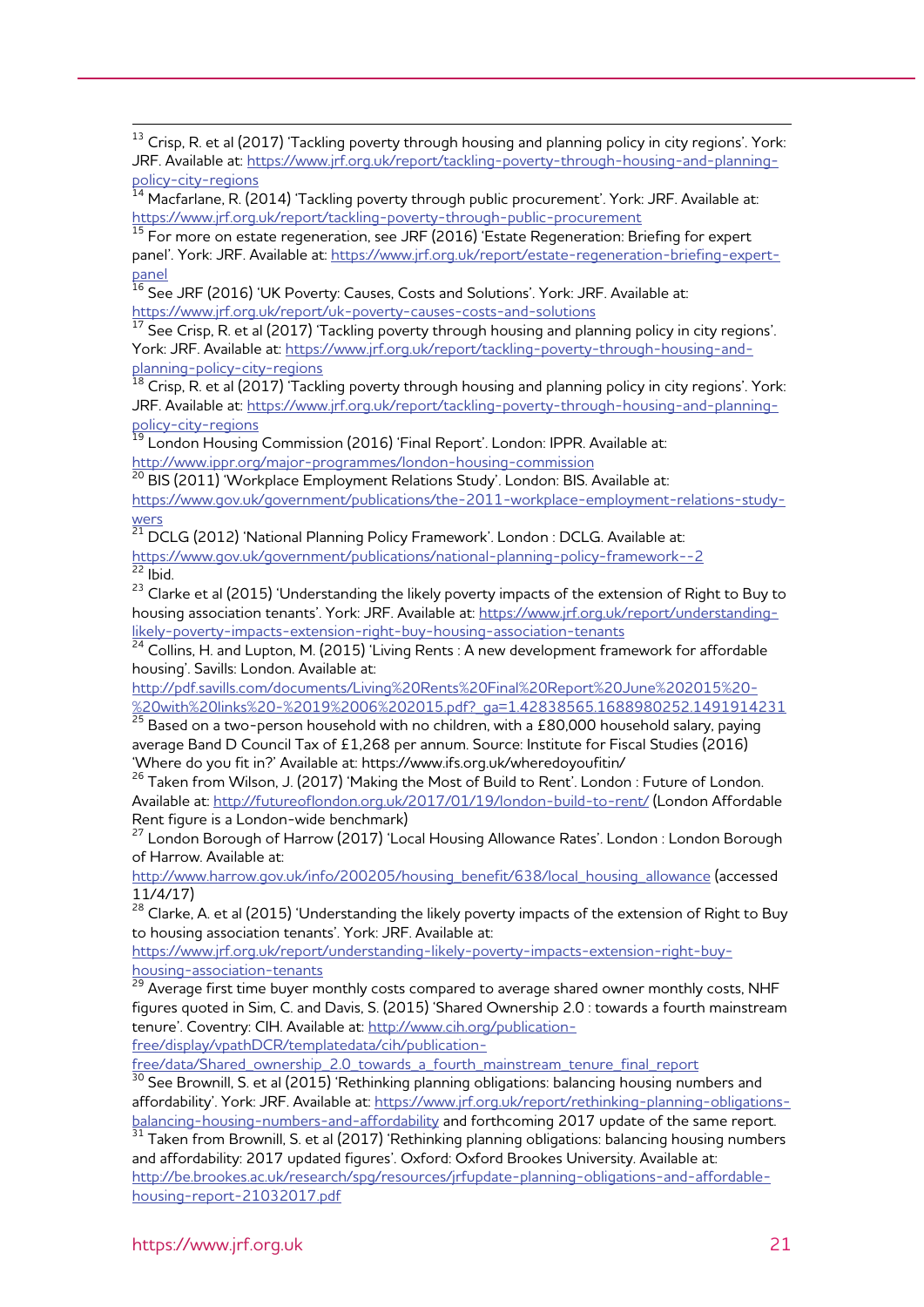[13] Crisp, R. et al (2017) 'Tackling poverty through housing and planning policy in city regions'. York: JRF. Available at: https://www.jrf.org.uk/report/tackling-poverty-through-housing-and-planning-policy-city-regions

[14] Macfarlane, R. (2014) 'Tackling poverty through public procurement'. York: JRF. Available at: https://www.jrf.org.uk/report/tackling-poverty-through-public-procurement

[15] For more on estate regeneration, see JRF (2016) 'Estate Regeneration: Briefing for expert panel'. York: JRF. Available at: https://www.jrf.org.uk/report/estate-regeneration-briefing-expert-panel

[16] See JRF (2016) 'UK Poverty: Causes, Costs and Solutions'. York: JRF. Available at: https://www.jrf.org.uk/report/uk-poverty-causes-costs-and-solutions

[17] See Crisp, R. et al (2017) 'Tackling poverty through housing and planning policy in city regions'. York: JRF. Available at: https://www.jrf.org.uk/report/tackling-poverty-through-housing-and-planning-policy-city-regions

[18] Crisp, R. et al (2017) 'Tackling poverty through housing and planning policy in city regions'. York: JRF. Available at: https://www.jrf.org.uk/report/tackling-poverty-through-housing-and-planning-policy-city-regions

[19] London Housing Commission (2016) 'Final Report'. London: IPPR. Available at: http://www.ippr.org/major-programmes/london-housing-commission

[20] BIS (2011) 'Workplace Employment Relations Study'. London: BIS. Available at: https://www.gov.uk/government/publications/the-2011-workplace-employment-relations-study-wers

[21] DCLG (2012) 'National Planning Policy Framework'. London : DCLG. Available at: https://www.gov.uk/government/publications/national-planning-policy-framework--2

[22] Ibid.

[23] Clarke et al (2015) 'Understanding the likely poverty impacts of the extension of Right to Buy to housing association tenants'. York: JRF. Available at: https://www.jrf.org.uk/report/understanding-likely-poverty-impacts-extension-right-buy-housing-association-tenants

[24] Collins, H. and Lupton, M. (2015) 'Living Rents : A new development framework for affordable housing'. Savills: London. Available at: http://pdf.savills.com/documents/Living%20Rents%20Final%20Report%20June%202015%20-%20with%20links%20-%2019%2006%202015.pdf?_ga=1.42838565.1688980252.1491914231

[25] Based on a two-person household with no children, with a £80,000 household salary, paying average Band D Council Tax of £1,268 per annum. Source: Institute for Fiscal Studies (2016) 'Where do you fit in?' Available at: https://www.ifs.org.uk/wheredoyoufitin/

[26] Taken from Wilson, J. (2017) 'Making the Most of Build to Rent'. London : Future of London. Available at: http://futureoflondon.org.uk/2017/01/19/london-build-to-rent/ (London Affordable Rent figure is a London-wide benchmark)

[27] London Borough of Harrow (2017) 'Local Housing Allowance Rates'. London : London Borough of Harrow. Available at: http://www.harrow.gov.uk/info/200205/housing_benefit/638/local_housing_allowance (accessed 11/4/17)

[28] Clarke, A. et al (2015) 'Understanding the likely poverty impacts of the extension of Right to Buy to housing association tenants'. York: JRF. Available at: https://www.jrf.org.uk/report/understanding-likely-poverty-impacts-extension-right-buy-housing-association-tenants

[29] Average first time buyer monthly costs compared to average shared owner monthly costs, NHF figures quoted in Sim, C. and Davis, S. (2015) 'Shared Ownership 2.0 : towards a fourth mainstream tenure'. Coventry: CIH. Available at: http://www.cih.org/publication-free/display/vpathDCR/templatedata/cih/publication-free/data/Shared_ownership_2.0_towards_a_fourth_mainstream_tenure_final_report

[30] See Brownill, S. et al (2015) 'Rethinking planning obligations: balancing housing numbers and affordability'. York: JRF. Available at: https://www.jrf.org.uk/report/rethinking-planning-obligations-balancing-housing-numbers-and-affordability and forthcoming 2017 update of the same report.

[31] Taken from Brownill, S. et al (2017) 'Rethinking planning obligations: balancing housing numbers and affordability: 2017 updated figures'. Oxford: Oxford Brookes University. Available at: http://be.brookes.ac.uk/research/spg/resources/jrfupdate-planning-obligations-and-affordable-housing-report-21032017.pdf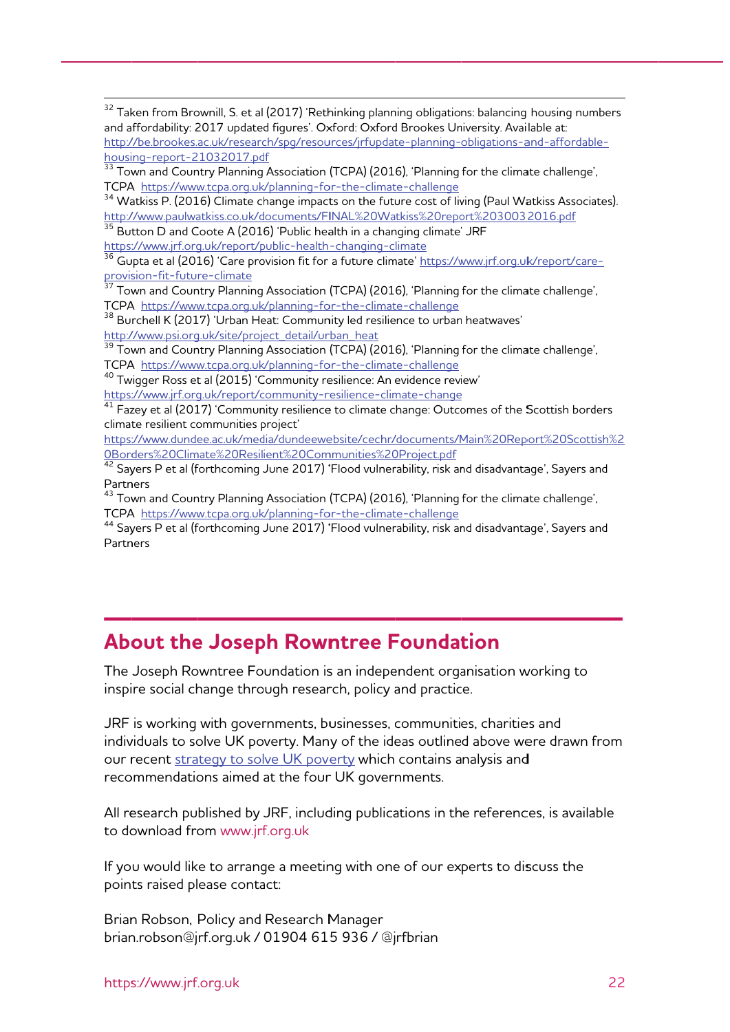[32] Taken from Brownill, S. et al (2017) 'Rethinking planning obligations: balancing housing numbers and affordability: 2017 updated figures'. Oxford: Oxford Brookes University. Available at: http://be.brookes.ac.uk/research/spg/resources/jrfupdate-planning-obligations-and-affordable-housing-report-21032017.pdf

[33] Town and Country Planning Association (TCPA) (2016), 'Planning for the climate challenge', TCPA https://www.tcpa.org.uk/planning-for-the-climate-challenge

[34] Watkiss P. (2016) Climate change impacts on the future cost of living (Paul Watkiss Associates). http://www.paulwatkiss.co.uk/documents/FINAL%20Watkiss%20report%20300032016.pdf

[35] Button D and Coote A (2016) 'Public health in a changing climate' JRF https://www.jrf.org.uk/report/public-health-changing-climate

[36] Gupta et al (2016) 'Care provision fit for a future climate' https://www.jrf.org.uk/report/care-provision-fit-future-climate

[37] Town and Country Planning Association (TCPA) (2016), 'Planning for the climate challenge', TCPA https://www.tcpa.org.uk/planning-for-the-climate-challenge

[38] Burchell K (2017) 'Urban Heat: Community led resilience to urban heatwaves' http://www.psi.org.uk/site/project_detail/urban_heat

[39] Town and Country Planning Association (TCPA) (2016), 'Planning for the climate challenge', TCPA https://www.tcpa.org.uk/planning-for-the-climate-challenge

[40] Twigger Ross et al (2015) 'Community resilience: An evidence review' https://www.jrf.org.uk/report/community-resilience-climate-change

[41] Fazey et al (2017) 'Community resilience to climate change: Outcomes of the Scottish borders climate resilient communities project' https://www.dundee.ac.uk/media/dundeewebsite/cechr/documents/Main%20Report%20Scottish%20Borders%20Climate%20Resilient%20Communities%20Project.pdf

[42] Sayers P et al (forthcoming June 2017) 'Flood vulnerability, risk and disadvantage', Sayers and Partners

[43] Town and Country Planning Association (TCPA) (2016), 'Planning for the climate challenge', TCPA https://www.tcpa.org.uk/planning-for-the-climate-challenge

[44] Sayers P et al (forthcoming June 2017) 'Flood vulnerability, risk and disadvantage', Sayers and Partners

## About the Joseph Rowntree Foundation

The Joseph Rowntree Foundation is an independent organisation working to inspire social change through research, policy and practice.

JRF is working with governments, businesses, communities, charities and individuals to solve UK poverty. Many of the ideas outlined above were drawn from our recent strategy to solve UK poverty which contains analysis and recommendations aimed at the four UK governments.

All research published by JRF, including publications in the references, is available to download from www.jrf.org.uk

If you would like to arrange a meeting with one of our experts to discuss the points raised please contact:

Brian Robson, Policy and Research Manager
brian.robson@jrf.org.uk / 01904 615 936 / @jrfbrian